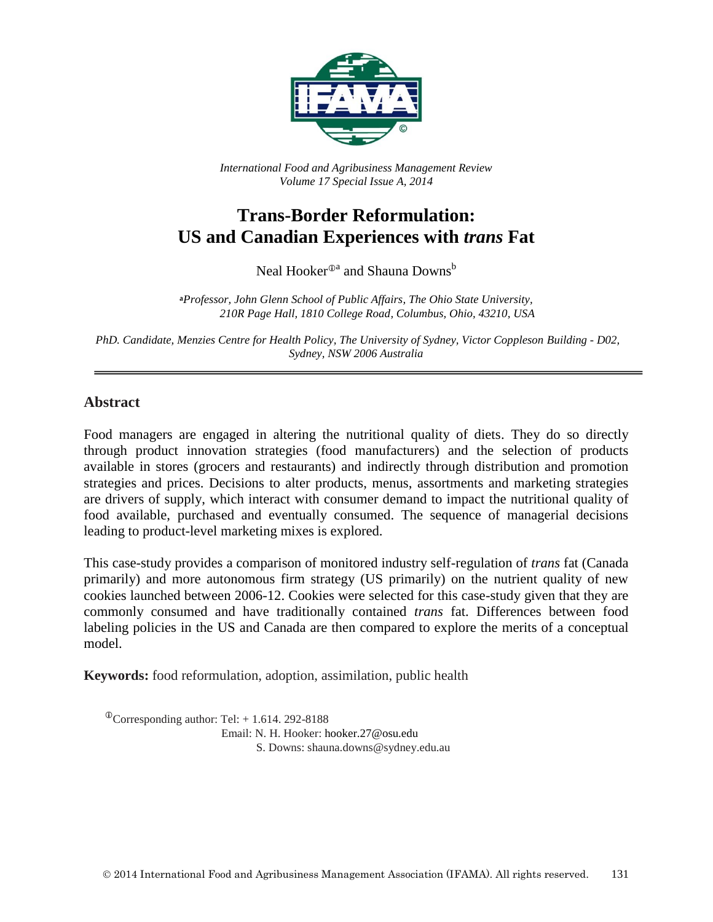*International Food and Agribusiness Management Review*
*Volume 17 Special Issue A, 2014*

# Trans-Border Reformulation: US and Canadian Experiences with *trans* Fat

Neal Hooker[ⓘa] and Shauna Downs[b]

[a] *Professor, John Glenn School of Public Affairs, The Ohio State University, 210R Page Hall, 1810 College Road, Columbus, Ohio, 43210, USA*

*PhD. Candidate, Menzies Centre for Health Policy, The University of Sydney, Victor Coppleson Building - D02, Sydney, NSW 2006 Australia*

## Abstract

Food managers are engaged in altering the nutritional quality of diets. They do so directly through product innovation strategies (food manufacturers) and the selection of products available in stores (grocers and restaurants) and indirectly through distribution and promotion strategies and prices. Decisions to alter products, menus, assortments and marketing strategies are drivers of supply, which interact with consumer demand to impact the nutritional quality of food available, purchased and eventually consumed. The sequence of managerial decisions leading to product-level marketing mixes is explored.

This case-study provides a comparison of monitored industry self-regulation of *trans* fat (Canada primarily) and more autonomous firm strategy (US primarily) on the nutrient quality of new cookies launched between 2006-12. Cookies were selected for this case-study given that they are commonly consumed and have traditionally contained *trans* fat. Differences between food labeling policies in the US and Canada are then compared to explore the merits of a conceptual model.

**Keywords:** food reformulation, adoption, assimilation, public health

ⓘCorresponding author: Tel: + 1.614. 292-8188
Email: N. H. Hooker: hooker.27@osu.edu
S. Downs: shauna.downs@sydney.edu.au

© 2014 International Food and Agribusiness Management Association (IFAMA). All rights reserved.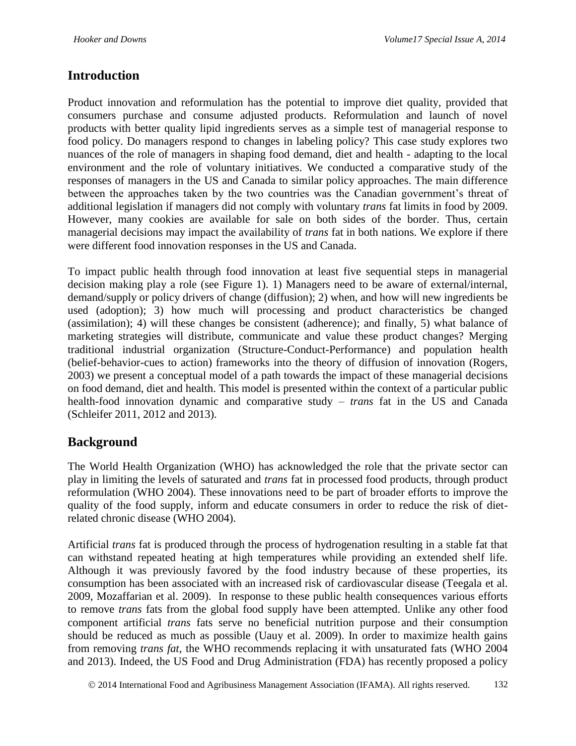## Introduction

Product innovation and reformulation has the potential to improve diet quality, provided that consumers purchase and consume adjusted products. Reformulation and launch of novel products with better quality lipid ingredients serves as a simple test of managerial response to food policy. Do managers respond to changes in labeling policy? This case study explores two nuances of the role of managers in shaping food demand, diet and health - adapting to the local environment and the role of voluntary initiatives. We conducted a comparative study of the responses of managers in the US and Canada to similar policy approaches. The main difference between the approaches taken by the two countries was the Canadian government's threat of additional legislation if managers did not comply with voluntary *trans* fat limits in food by 2009. However, many cookies are available for sale on both sides of the border. Thus, certain managerial decisions may impact the availability of *trans* fat in both nations. We explore if there were different food innovation responses in the US and Canada.

To impact public health through food innovation at least five sequential steps in managerial decision making play a role (see Figure 1). 1) Managers need to be aware of external/internal, demand/supply or policy drivers of change (diffusion); 2) when, and how will new ingredients be used (adoption); 3) how much will processing and product characteristics be changed (assimilation); 4) will these changes be consistent (adherence); and finally, 5) what balance of marketing strategies will distribute, communicate and value these product changes? Merging traditional industrial organization (Structure-Conduct-Performance) and population health (belief-behavior-cues to action) frameworks into the theory of diffusion of innovation (Rogers, 2003) we present a conceptual model of a path towards the impact of these managerial decisions on food demand, diet and health. This model is presented within the context of a particular public health-food innovation dynamic and comparative study – *trans* fat in the US and Canada (Schleifer 2011, 2012 and 2013).

## Background

The World Health Organization (WHO) has acknowledged the role that the private sector can play in limiting the levels of saturated and *trans* fat in processed food products, through product reformulation (WHO 2004). These innovations need to be part of broader efforts to improve the quality of the food supply, inform and educate consumers in order to reduce the risk of diet-related chronic disease (WHO 2004).

Artificial *trans* fat is produced through the process of hydrogenation resulting in a stable fat that can withstand repeated heating at high temperatures while providing an extended shelf life. Although it was previously favored by the food industry because of these properties, its consumption has been associated with an increased risk of cardiovascular disease (Teegala et al. 2009, Mozaffarian et al. 2009). In response to these public health consequences various efforts to remove *trans* fats from the global food supply have been attempted. Unlike any other food component artificial *trans* fats serve no beneficial nutrition purpose and their consumption should be reduced as much as possible (Uauy et al. 2009). In order to maximize health gains from removing *trans fat*, the WHO recommends replacing it with unsaturated fats (WHO 2004 and 2013). Indeed, the US Food and Drug Administration (FDA) has recently proposed a policy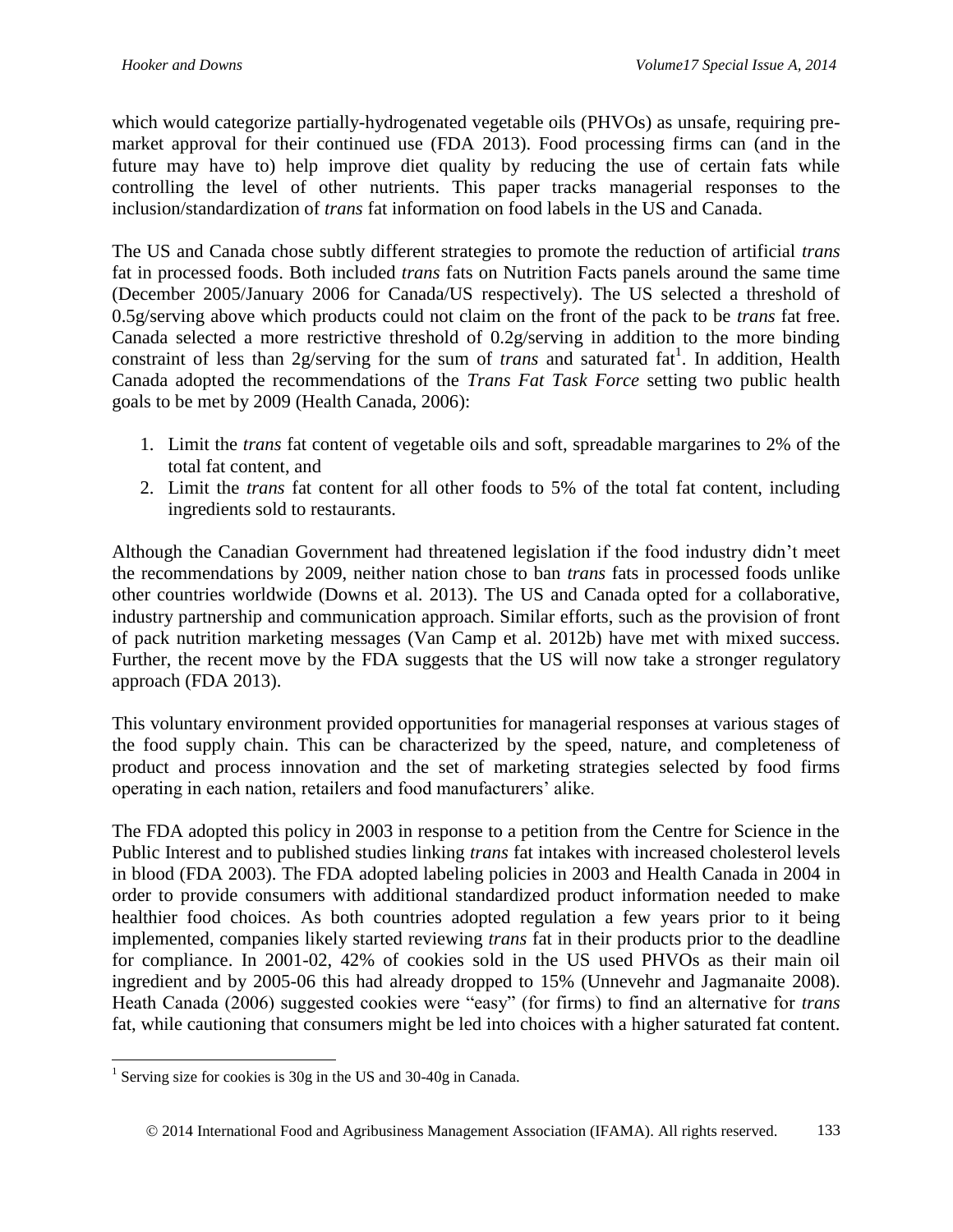which would categorize partially-hydrogenated vegetable oils (PHVOs) as unsafe, requiring pre-market approval for their continued use (FDA 2013). Food processing firms can (and in the future may have to) help improve diet quality by reducing the use of certain fats while controlling the level of other nutrients. This paper tracks managerial responses to the inclusion/standardization of *trans* fat information on food labels in the US and Canada.

The US and Canada chose subtly different strategies to promote the reduction of artificial *trans* fat in processed foods. Both included *trans* fats on Nutrition Facts panels around the same time (December 2005/January 2006 for Canada/US respectively). The US selected a threshold of 0.5g/serving above which products could not claim on the front of the pack to be *trans* fat free. Canada selected a more restrictive threshold of 0.2g/serving in addition to the more binding constraint of less than 2g/serving for the sum of *trans* and saturated fat[1]. In addition, Health Canada adopted the recommendations of the *Trans Fat Task Force* setting two public health goals to be met by 2009 (Health Canada, 2006):

1. Limit the *trans* fat content of vegetable oils and soft, spreadable margarines to 2% of the total fat content, and
2. Limit the *trans* fat content for all other foods to 5% of the total fat content, including ingredients sold to restaurants.

Although the Canadian Government had threatened legislation if the food industry didn't meet the recommendations by 2009, neither nation chose to ban *trans* fats in processed foods unlike other countries worldwide (Downs et al. 2013). The US and Canada opted for a collaborative, industry partnership and communication approach. Similar efforts, such as the provision of front of pack nutrition marketing messages (Van Camp et al. 2012b) have met with mixed success. Further, the recent move by the FDA suggests that the US will now take a stronger regulatory approach (FDA 2013).

This voluntary environment provided opportunities for managerial responses at various stages of the food supply chain. This can be characterized by the speed, nature, and completeness of product and process innovation and the set of marketing strategies selected by food firms operating in each nation, retailers and food manufacturers' alike.

The FDA adopted this policy in 2003 in response to a petition from the Centre for Science in the Public Interest and to published studies linking *trans* fat intakes with increased cholesterol levels in blood (FDA 2003). The FDA adopted labeling policies in 2003 and Health Canada in 2004 in order to provide consumers with additional standardized product information needed to make healthier food choices. As both countries adopted regulation a few years prior to it being implemented, companies likely started reviewing *trans* fat in their products prior to the deadline for compliance. In 2001-02, 42% of cookies sold in the US used PHVOs as their main oil ingredient and by 2005-06 this had already dropped to 15% (Unnevehr and Jagmanaite 2008). Heath Canada (2006) suggested cookies were "easy" (for firms) to find an alternative for *trans* fat, while cautioning that consumers might be led into choices with a higher saturated fat content.

[1] Serving size for cookies is 30g in the US and 30-40g in Canada.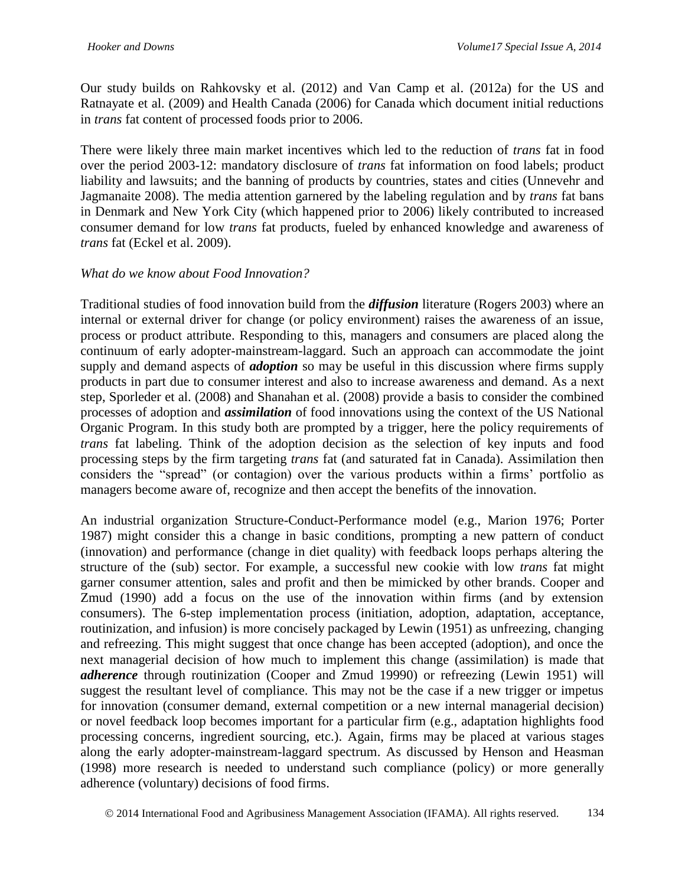Our study builds on Rahkovsky et al. (2012) and Van Camp et al. (2012a) for the US and Ratnayate et al. (2009) and Health Canada (2006) for Canada which document initial reductions in *trans* fat content of processed foods prior to 2006.

There were likely three main market incentives which led to the reduction of *trans* fat in food over the period 2003-12: mandatory disclosure of *trans* fat information on food labels; product liability and lawsuits; and the banning of products by countries, states and cities (Unnevehr and Jagmanaite 2008). The media attention garnered by the labeling regulation and by *trans* fat bans in Denmark and New York City (which happened prior to 2006) likely contributed to increased consumer demand for low *trans* fat products, fueled by enhanced knowledge and awareness of *trans* fat (Eckel et al. 2009).

*What do we know about Food Innovation?*

Traditional studies of food innovation build from the ***diffusion*** literature (Rogers 2003) where an internal or external driver for change (or policy environment) raises the awareness of an issue, process or product attribute. Responding to this, managers and consumers are placed along the continuum of early adopter-mainstream-laggard. Such an approach can accommodate the joint supply and demand aspects of ***adoption*** so may be useful in this discussion where firms supply products in part due to consumer interest and also to increase awareness and demand. As a next step, Sporleder et al. (2008) and Shanahan et al. (2008) provide a basis to consider the combined processes of adoption and ***assimilation*** of food innovations using the context of the US National Organic Program. In this study both are prompted by a trigger, here the policy requirements of *trans* fat labeling. Think of the adoption decision as the selection of key inputs and food processing steps by the firm targeting *trans* fat (and saturated fat in Canada). Assimilation then considers the "spread" (or contagion) over the various products within a firms' portfolio as managers become aware of, recognize and then accept the benefits of the innovation.

An industrial organization Structure-Conduct-Performance model (e.g., Marion 1976; Porter 1987) might consider this a change in basic conditions, prompting a new pattern of conduct (innovation) and performance (change in diet quality) with feedback loops perhaps altering the structure of the (sub) sector. For example, a successful new cookie with low *trans* fat might garner consumer attention, sales and profit and then be mimicked by other brands. Cooper and Zmud (1990) add a focus on the use of the innovation within firms (and by extension consumers). The 6-step implementation process (initiation, adoption, adaptation, acceptance, routinization, and infusion) is more concisely packaged by Lewin (1951) as unfreezing, changing and refreezing. This might suggest that once change has been accepted (adoption), and once the next managerial decision of how much to implement this change (assimilation) is made that ***adherence*** through routinization (Cooper and Zmud 19990) or refreezing (Lewin 1951) will suggest the resultant level of compliance. This may not be the case if a new trigger or impetus for innovation (consumer demand, external competition or a new internal managerial decision) or novel feedback loop becomes important for a particular firm (e.g., adaptation highlights food processing concerns, ingredient sourcing, etc.). Again, firms may be placed at various stages along the early adopter-mainstream-laggard spectrum. As discussed by Henson and Heasman (1998) more research is needed to understand such compliance (policy) or more generally adherence (voluntary) decisions of food firms.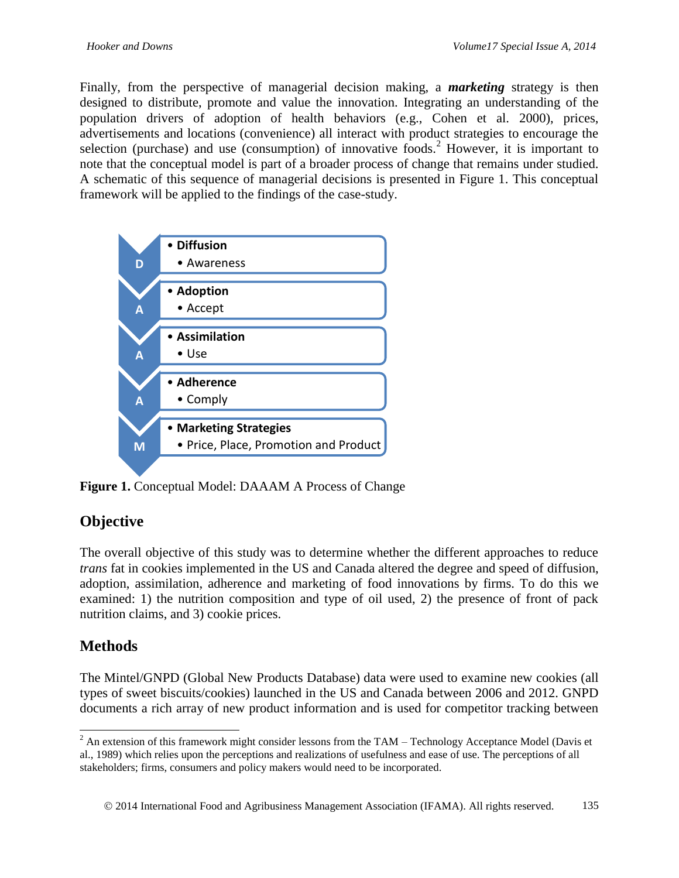Finally, from the perspective of managerial decision making, a ***marketing*** strategy is then designed to distribute, promote and value the innovation. Integrating an understanding of the population drivers of adoption of health behaviors (e.g., Cohen et al. 2000), prices, advertisements and locations (convenience) all interact with product strategies to encourage the selection (purchase) and use (consumption) of innovative foods.[2] However, it is important to note that the conceptual model is part of a broader process of change that remains under studied. A schematic of this sequence of managerial decisions is presented in Figure 1. This conceptual framework will be applied to the findings of the case-study.

- **D** — **Diffusion**
  - Awareness
- **A** — **Adoption**
  - Accept
- **A** — **Assimilation**
  - Use
- **A** — **Adherence**
  - Comply
- **M** — **Marketing Strategies**
  - Price, Place, Promotion and Product

**Figure 1.** Conceptual Model: DAAAM A Process of Change

## Objective

The overall objective of this study was to determine whether the different approaches to reduce *trans* fat in cookies implemented in the US and Canada altered the degree and speed of diffusion, adoption, assimilation, adherence and marketing of food innovations by firms. To do this we examined: 1) the nutrition composition and type of oil used, 2) the presence of front of pack nutrition claims, and 3) cookie prices.

## Methods

The Mintel/GNPD (Global New Products Database) data were used to examine new cookies (all types of sweet biscuits/cookies) launched in the US and Canada between 2006 and 2012. GNPD documents a rich array of new product information and is used for competitor tracking between

---

[2] An extension of this framework might consider lessons from the TAM – Technology Acceptance Model (Davis et al., 1989) which relies upon the perceptions and realizations of usefulness and ease of use. The perceptions of all stakeholders; firms, consumers and policy makers would need to be incorporated.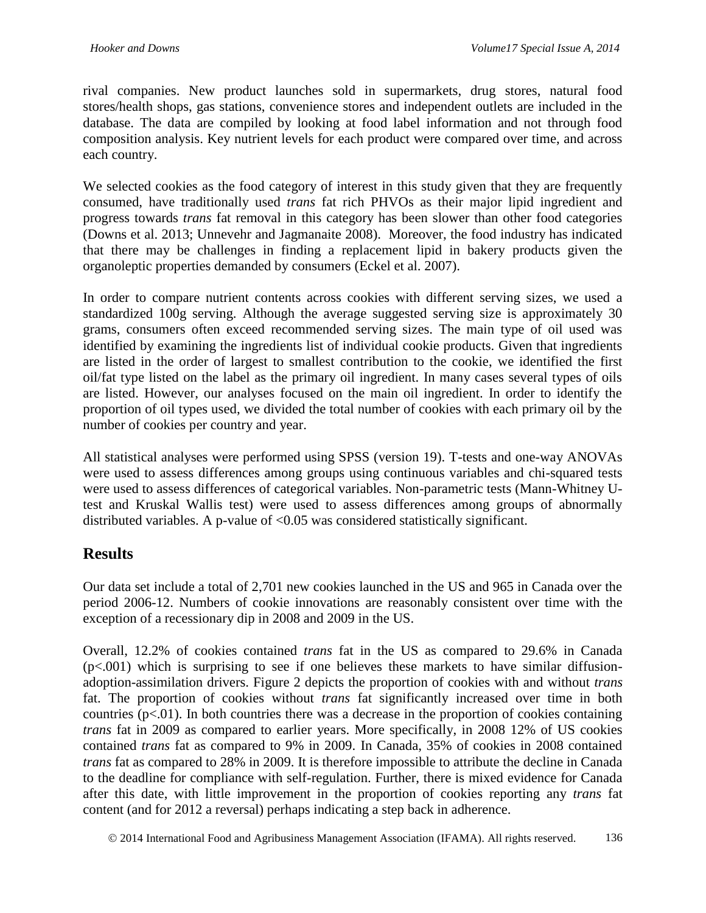rival companies. New product launches sold in supermarkets, drug stores, natural food stores/health shops, gas stations, convenience stores and independent outlets are included in the database. The data are compiled by looking at food label information and not through food composition analysis. Key nutrient levels for each product were compared over time, and across each country.

We selected cookies as the food category of interest in this study given that they are frequently consumed, have traditionally used *trans* fat rich PHVOs as their major lipid ingredient and progress towards *trans* fat removal in this category has been slower than other food categories (Downs et al. 2013; Unnevehr and Jagmanaite 2008). Moreover, the food industry has indicated that there may be challenges in finding a replacement lipid in bakery products given the organoleptic properties demanded by consumers (Eckel et al. 2007).

In order to compare nutrient contents across cookies with different serving sizes, we used a standardized 100g serving. Although the average suggested serving size is approximately 30 grams, consumers often exceed recommended serving sizes. The main type of oil used was identified by examining the ingredients list of individual cookie products. Given that ingredients are listed in the order of largest to smallest contribution to the cookie, we identified the first oil/fat type listed on the label as the primary oil ingredient. In many cases several types of oils are listed. However, our analyses focused on the main oil ingredient. In order to identify the proportion of oil types used, we divided the total number of cookies with each primary oil by the number of cookies per country and year.

All statistical analyses were performed using SPSS (version 19). T-tests and one-way ANOVAs were used to assess differences among groups using continuous variables and chi-squared tests were used to assess differences of categorical variables. Non-parametric tests (Mann-Whitney U-test and Kruskal Wallis test) were used to assess differences among groups of abnormally distributed variables. A p-value of <0.05 was considered statistically significant.

## Results

Our data set include a total of 2,701 new cookies launched in the US and 965 in Canada over the period 2006-12. Numbers of cookie innovations are reasonably consistent over time with the exception of a recessionary dip in 2008 and 2009 in the US.

Overall, 12.2% of cookies contained *trans* fat in the US as compared to 29.6% in Canada ($p<.001$) which is surprising to see if one believes these markets to have similar diffusion-adoption-assimilation drivers. Figure 2 depicts the proportion of cookies with and without *trans* fat. The proportion of cookies without *trans* fat significantly increased over time in both countries ($p<.01$). In both countries there was a decrease in the proportion of cookies containing *trans* fat in 2009 as compared to earlier years. More specifically, in 2008 12% of US cookies contained *trans* fat as compared to 9% in 2009. In Canada, 35% of cookies in 2008 contained *trans* fat as compared to 28% in 2009. It is therefore impossible to attribute the decline in Canada to the deadline for compliance with self-regulation. Further, there is mixed evidence for Canada after this date, with little improvement in the proportion of cookies reporting any *trans* fat content (and for 2012 a reversal) perhaps indicating a step back in adherence.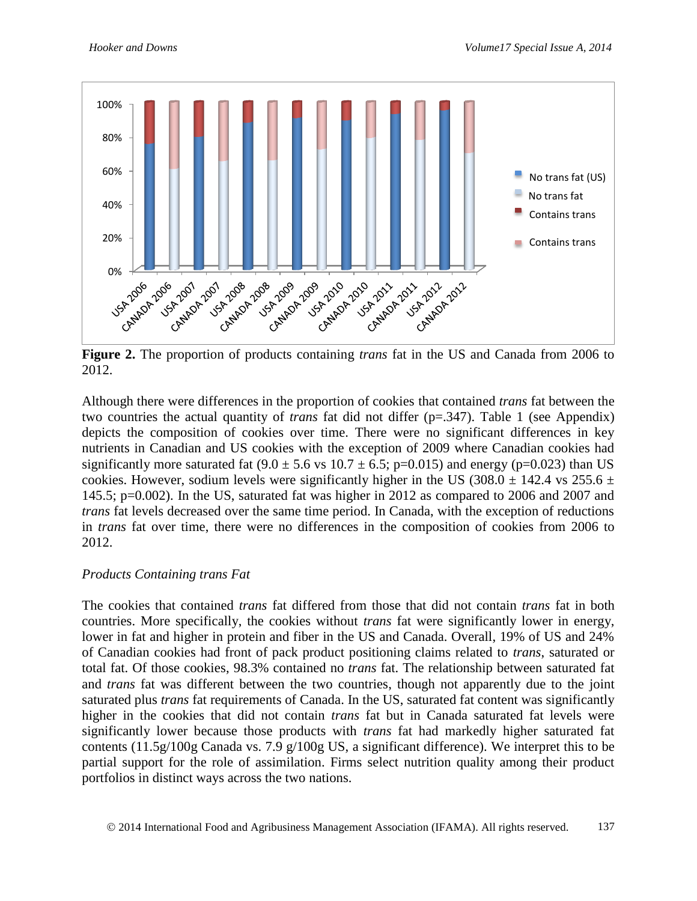**Figure 2.** The proportion of products containing *trans* fat in the US and Canada from 2006 to 2012.

Although there were differences in the proportion of cookies that contained *trans* fat between the two countries the actual quantity of *trans* fat did not differ (p=.347). Table 1 (see Appendix) depicts the composition of cookies over time. There were no significant differences in key nutrients in Canadian and US cookies with the exception of 2009 where Canadian cookies had significantly more saturated fat ($9.0 \pm 5.6$ vs $10.7 \pm 6.5$; p=0.015) and energy (p=0.023) than US cookies. However, sodium levels were significantly higher in the US ($308.0 \pm 142.4$ vs $255.6 \pm 145.5$; p=0.002). In the US, saturated fat was higher in 2012 as compared to 2006 and 2007 and *trans* fat levels decreased over the same time period. In Canada, with the exception of reductions in *trans* fat over time, there were no differences in the composition of cookies from 2006 to 2012.

*Products Containing trans Fat*

The cookies that contained *trans* fat differed from those that did not contain *trans* fat in both countries. More specifically, the cookies without *trans* fat were significantly lower in energy, lower in fat and higher in protein and fiber in the US and Canada. Overall, 19% of US and 24% of Canadian cookies had front of pack product positioning claims related to *trans*, saturated or total fat. Of those cookies, 98.3% contained no *trans* fat. The relationship between saturated fat and *trans* fat was different between the two countries, though not apparently due to the joint saturated plus *trans* fat requirements of Canada. In the US, saturated fat content was significantly higher in the cookies that did not contain *trans* fat but in Canada saturated fat levels were significantly lower because those products with *trans* fat had markedly higher saturated fat contents (11.5g/100g Canada vs. 7.9 g/100g US, a significant difference). We interpret this to be partial support for the role of assimilation. Firms select nutrition quality among their product portfolios in distinct ways across the two nations.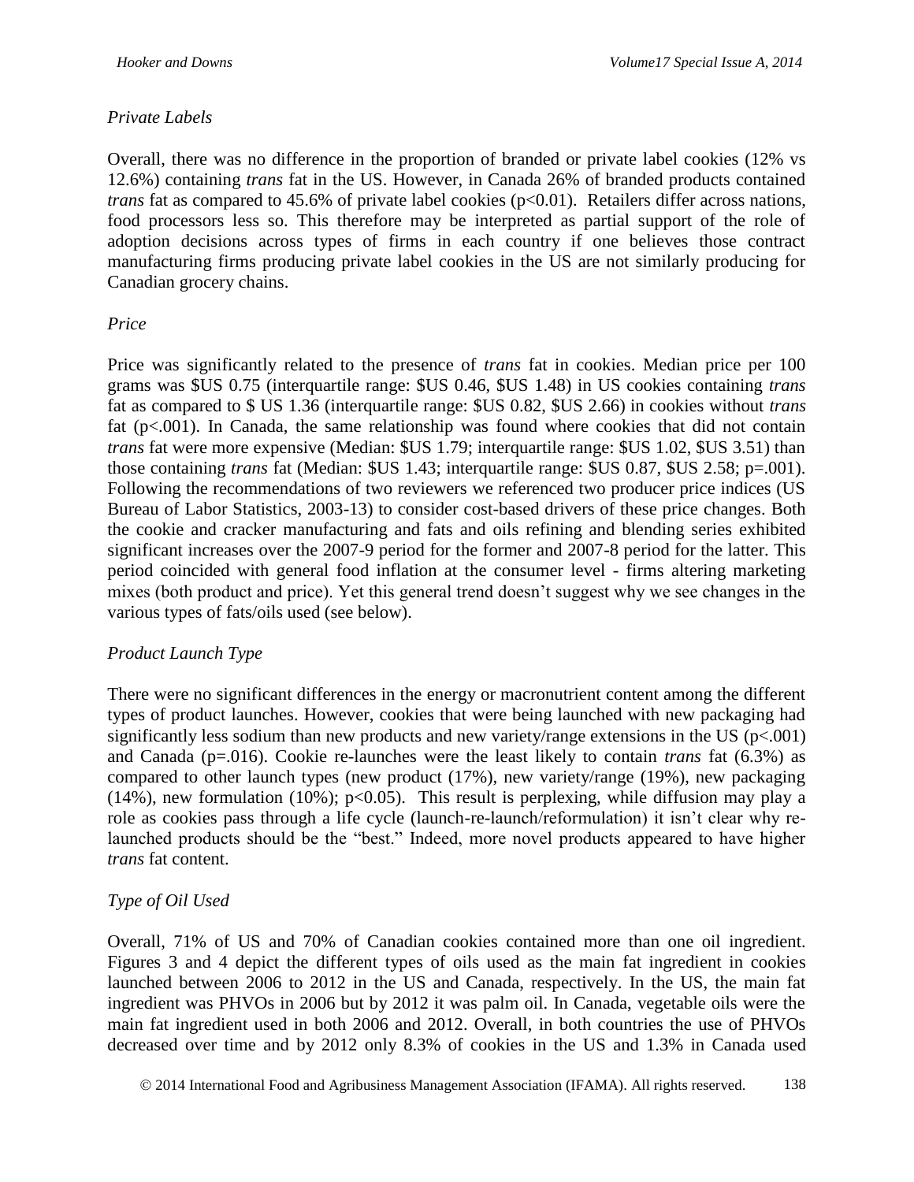### *Private Labels*

Overall, there was no difference in the proportion of branded or private label cookies (12% vs 12.6%) containing *trans* fat in the US. However, in Canada 26% of branded products contained *trans* fat as compared to 45.6% of private label cookies ($p<0.01$). Retailers differ across nations, food processors less so. This therefore may be interpreted as partial support of the role of adoption decisions across types of firms in each country if one believes those contract manufacturing firms producing private label cookies in the US are not similarly producing for Canadian grocery chains.

### *Price*

Price was significantly related to the presence of *trans* fat in cookies. Median price per 100 grams was $US 0.75 (interquartile range: $US 0.46, $US 1.48) in US cookies containing *trans* fat as compared to $ US 1.36 (interquartile range: $US 0.82, $US 2.66) in cookies without *trans* fat ($p<.001$). In Canada, the same relationship was found where cookies that did not contain *trans* fat were more expensive (Median: $US 1.79; interquartile range: $US 1.02, $US 3.51) than those containing *trans* fat (Median: $US 1.43; interquartile range: $US 0.87, $US 2.58; $p=.001$). Following the recommendations of two reviewers we referenced two producer price indices (US Bureau of Labor Statistics, 2003-13) to consider cost-based drivers of these price changes. Both the cookie and cracker manufacturing and fats and oils refining and blending series exhibited significant increases over the 2007-9 period for the former and 2007-8 period for the latter. This period coincided with general food inflation at the consumer level - firms altering marketing mixes (both product and price). Yet this general trend doesn't suggest why we see changes in the various types of fats/oils used (see below).

### *Product Launch Type*

There were no significant differences in the energy or macronutrient content among the different types of product launches. However, cookies that were being launched with new packaging had significantly less sodium than new products and new variety/range extensions in the US ($p<.001$) and Canada ($p=.016$). Cookie re-launches were the least likely to contain *trans* fat (6.3%) as compared to other launch types (new product (17%), new variety/range (19%), new packaging (14%), new formulation (10%); $p<0.05$). This result is perplexing, while diffusion may play a role as cookies pass through a life cycle (launch-re-launch/reformulation) it isn't clear why re-launched products should be the "best." Indeed, more novel products appeared to have higher *trans* fat content.

### *Type of Oil Used*

Overall, 71% of US and 70% of Canadian cookies contained more than one oil ingredient. Figures 3 and 4 depict the different types of oils used as the main fat ingredient in cookies launched between 2006 to 2012 in the US and Canada, respectively. In the US, the main fat ingredient was PHVOs in 2006 but by 2012 it was palm oil. In Canada, vegetable oils were the main fat ingredient used in both 2006 and 2012. Overall, in both countries the use of PHVOs decreased over time and by 2012 only 8.3% of cookies in the US and 1.3% in Canada used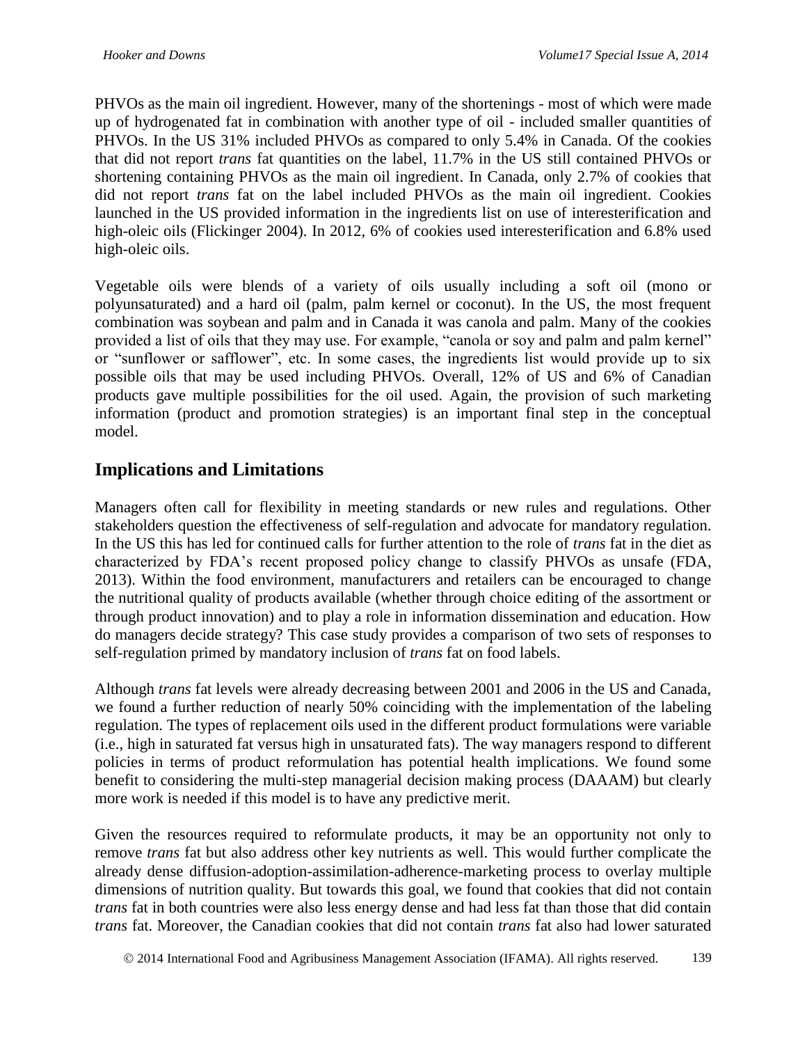PHVOs as the main oil ingredient. However, many of the shortenings - most of which were made up of hydrogenated fat in combination with another type of oil - included smaller quantities of PHVOs. In the US 31% included PHVOs as compared to only 5.4% in Canada. Of the cookies that did not report *trans* fat quantities on the label, 11.7% in the US still contained PHVOs or shortening containing PHVOs as the main oil ingredient. In Canada, only 2.7% of cookies that did not report *trans* fat on the label included PHVOs as the main oil ingredient. Cookies launched in the US provided information in the ingredients list on use of interesterification and high-oleic oils (Flickinger 2004). In 2012, 6% of cookies used interesterification and 6.8% used high-oleic oils.

Vegetable oils were blends of a variety of oils usually including a soft oil (mono or polyunsaturated) and a hard oil (palm, palm kernel or coconut). In the US, the most frequent combination was soybean and palm and in Canada it was canola and palm. Many of the cookies provided a list of oils that they may use. For example, "canola or soy and palm and palm kernel" or "sunflower or safflower", etc. In some cases, the ingredients list would provide up to six possible oils that may be used including PHVOs. Overall, 12% of US and 6% of Canadian products gave multiple possibilities for the oil used. Again, the provision of such marketing information (product and promotion strategies) is an important final step in the conceptual model.

## Implications and Limitations

Managers often call for flexibility in meeting standards or new rules and regulations. Other stakeholders question the effectiveness of self-regulation and advocate for mandatory regulation. In the US this has led for continued calls for further attention to the role of *trans* fat in the diet as characterized by FDA's recent proposed policy change to classify PHVOs as unsafe (FDA, 2013). Within the food environment, manufacturers and retailers can be encouraged to change the nutritional quality of products available (whether through choice editing of the assortment or through product innovation) and to play a role in information dissemination and education. How do managers decide strategy? This case study provides a comparison of two sets of responses to self-regulation primed by mandatory inclusion of *trans* fat on food labels.

Although *trans* fat levels were already decreasing between 2001 and 2006 in the US and Canada, we found a further reduction of nearly 50% coinciding with the implementation of the labeling regulation. The types of replacement oils used in the different product formulations were variable (i.e., high in saturated fat versus high in unsaturated fats). The way managers respond to different policies in terms of product reformulation has potential health implications. We found some benefit to considering the multi-step managerial decision making process (DAAAM) but clearly more work is needed if this model is to have any predictive merit.

Given the resources required to reformulate products, it may be an opportunity not only to remove *trans* fat but also address other key nutrients as well. This would further complicate the already dense diffusion-adoption-assimilation-adherence-marketing process to overlay multiple dimensions of nutrition quality. But towards this goal, we found that cookies that did not contain *trans* fat in both countries were also less energy dense and had less fat than those that did contain *trans* fat. Moreover, the Canadian cookies that did not contain *trans* fat also had lower saturated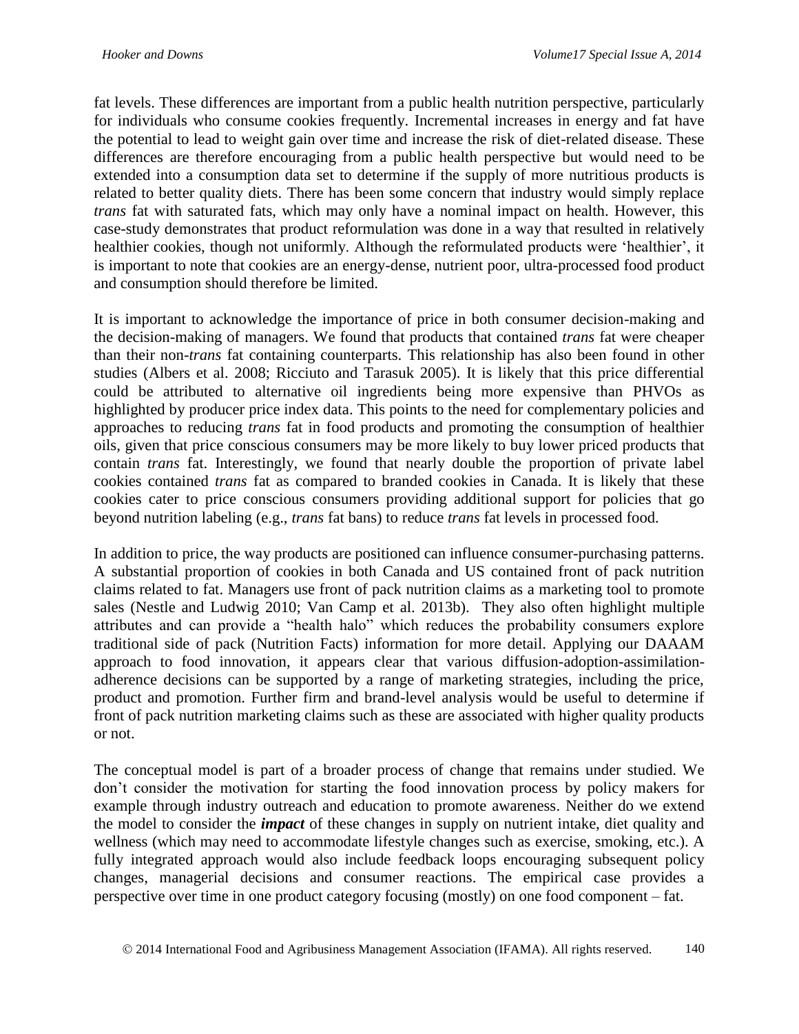fat levels. These differences are important from a public health nutrition perspective, particularly for individuals who consume cookies frequently. Incremental increases in energy and fat have the potential to lead to weight gain over time and increase the risk of diet-related disease. These differences are therefore encouraging from a public health perspective but would need to be extended into a consumption data set to determine if the supply of more nutritious products is related to better quality diets. There has been some concern that industry would simply replace *trans* fat with saturated fats, which may only have a nominal impact on health. However, this case-study demonstrates that product reformulation was done in a way that resulted in relatively healthier cookies, though not uniformly. Although the reformulated products were 'healthier', it is important to note that cookies are an energy-dense, nutrient poor, ultra-processed food product and consumption should therefore be limited.

It is important to acknowledge the importance of price in both consumer decision-making and the decision-making of managers. We found that products that contained *trans* fat were cheaper than their non-*trans* fat containing counterparts. This relationship has also been found in other studies (Albers et al. 2008; Ricciuto and Tarasuk 2005). It is likely that this price differential could be attributed to alternative oil ingredients being more expensive than PHVOs as highlighted by producer price index data. This points to the need for complementary policies and approaches to reducing *trans* fat in food products and promoting the consumption of healthier oils, given that price conscious consumers may be more likely to buy lower priced products that contain *trans* fat. Interestingly, we found that nearly double the proportion of private label cookies contained *trans* fat as compared to branded cookies in Canada. It is likely that these cookies cater to price conscious consumers providing additional support for policies that go beyond nutrition labeling (e.g., *trans* fat bans) to reduce *trans* fat levels in processed food.

In addition to price, the way products are positioned can influence consumer-purchasing patterns. A substantial proportion of cookies in both Canada and US contained front of pack nutrition claims related to fat. Managers use front of pack nutrition claims as a marketing tool to promote sales (Nestle and Ludwig 2010; Van Camp et al. 2013b). They also often highlight multiple attributes and can provide a "health halo" which reduces the probability consumers explore traditional side of pack (Nutrition Facts) information for more detail. Applying our DAAAM approach to food innovation, it appears clear that various diffusion-adoption-assimilation-adherence decisions can be supported by a range of marketing strategies, including the price, product and promotion. Further firm and brand-level analysis would be useful to determine if front of pack nutrition marketing claims such as these are associated with higher quality products or not.

The conceptual model is part of a broader process of change that remains under studied. We don't consider the motivation for starting the food innovation process by policy makers for example through industry outreach and education to promote awareness. Neither do we extend the model to consider the ***impact*** of these changes in supply on nutrient intake, diet quality and wellness (which may need to accommodate lifestyle changes such as exercise, smoking, etc.). A fully integrated approach would also include feedback loops encouraging subsequent policy changes, managerial decisions and consumer reactions. The empirical case provides a perspective over time in one product category focusing (mostly) on one food component – fat.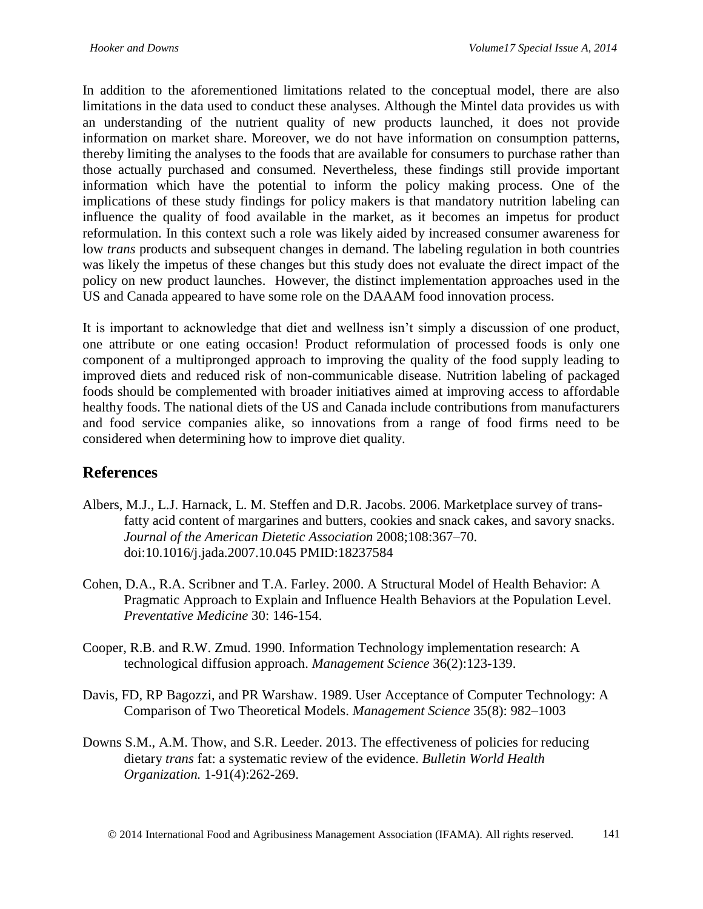In addition to the aforementioned limitations related to the conceptual model, there are also limitations in the data used to conduct these analyses. Although the Mintel data provides us with an understanding of the nutrient quality of new products launched, it does not provide information on market share. Moreover, we do not have information on consumption patterns, thereby limiting the analyses to the foods that are available for consumers to purchase rather than those actually purchased and consumed. Nevertheless, these findings still provide important information which have the potential to inform the policy making process. One of the implications of these study findings for policy makers is that mandatory nutrition labeling can influence the quality of food available in the market, as it becomes an impetus for product reformulation. In this context such a role was likely aided by increased consumer awareness for low *trans* products and subsequent changes in demand. The labeling regulation in both countries was likely the impetus of these changes but this study does not evaluate the direct impact of the policy on new product launches. However, the distinct implementation approaches used in the US and Canada appeared to have some role on the DAAAM food innovation process.

It is important to acknowledge that diet and wellness isn't simply a discussion of one product, one attribute or one eating occasion! Product reformulation of processed foods is only one component of a multipronged approach to improving the quality of the food supply leading to improved diets and reduced risk of non-communicable disease. Nutrition labeling of packaged foods should be complemented with broader initiatives aimed at improving access to affordable healthy foods. The national diets of the US and Canada include contributions from manufacturers and food service companies alike, so innovations from a range of food firms need to be considered when determining how to improve diet quality.

## References

Albers, M.J., L.J. Harnack, L. M. Steffen and D.R. Jacobs. 2006. Marketplace survey of trans-fatty acid content of margarines and butters, cookies and snack cakes, and savory snacks. *Journal of the American Dietetic Association* 2008;108:367–70. doi:10.1016/j.jada.2007.10.045 PMID:18237584

Cohen, D.A., R.A. Scribner and T.A. Farley. 2000. A Structural Model of Health Behavior: A Pragmatic Approach to Explain and Influence Health Behaviors at the Population Level. *Preventative Medicine* 30: 146-154.

Cooper, R.B. and R.W. Zmud. 1990. Information Technology implementation research: A technological diffusion approach. *Management Science* 36(2):123-139.

Davis, FD, RP Bagozzi, and PR Warshaw. 1989. User Acceptance of Computer Technology: A Comparison of Two Theoretical Models. *Management Science* 35(8): 982–1003

Downs S.M., A.M. Thow, and S.R. Leeder. 2013. The effectiveness of policies for reducing dietary *trans* fat: a systematic review of the evidence. *Bulletin World Health Organization.* 1-91(4):262-269.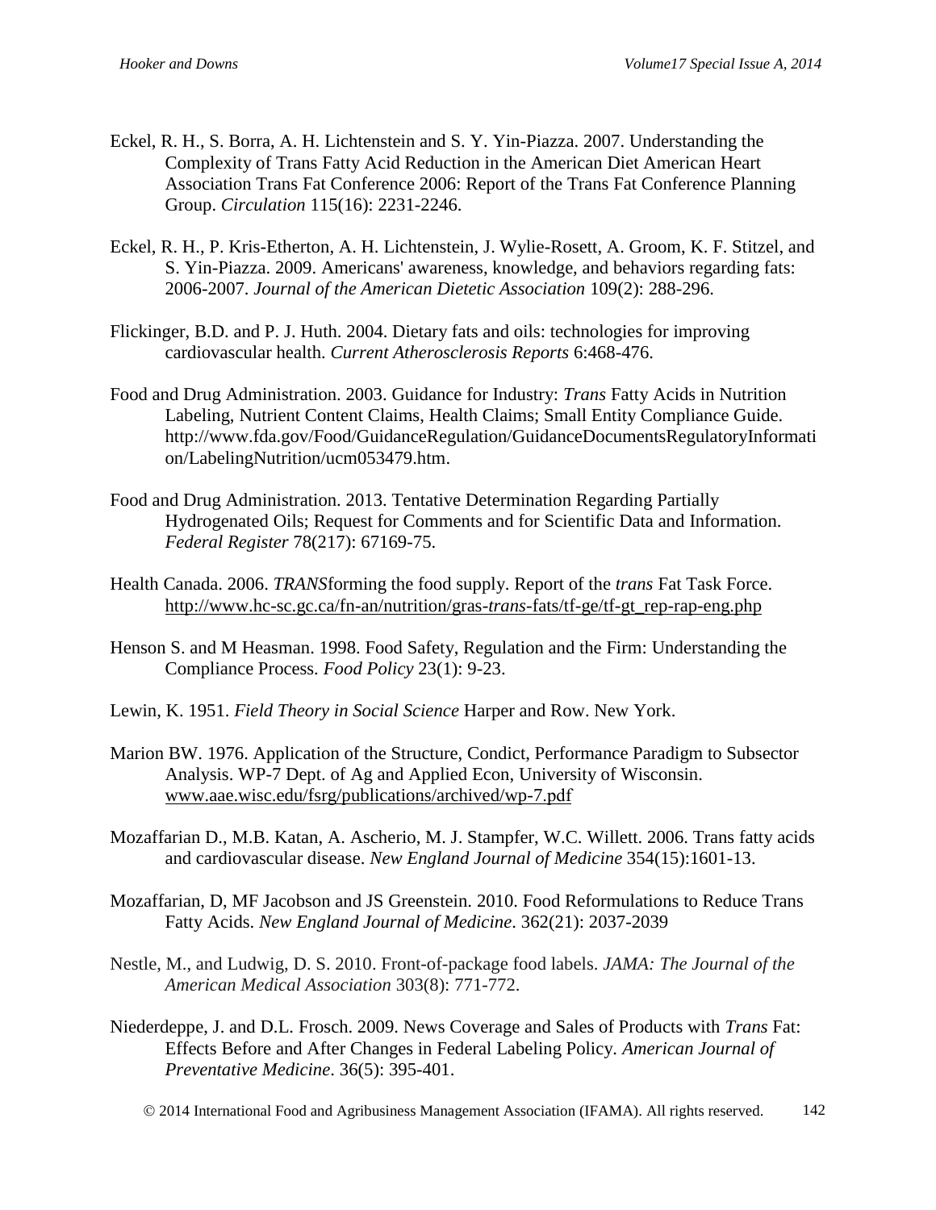Eckel, R. H., S. Borra, A. H. Lichtenstein and S. Y. Yin-Piazza. 2007. Understanding the Complexity of Trans Fatty Acid Reduction in the American Diet American Heart Association Trans Fat Conference 2006: Report of the Trans Fat Conference Planning Group. *Circulation* 115(16): 2231-2246.

Eckel, R. H., P. Kris-Etherton, A. H. Lichtenstein, J. Wylie-Rosett, A. Groom, K. F. Stitzel, and S. Yin-Piazza. 2009. Americans' awareness, knowledge, and behaviors regarding fats: 2006-2007. *Journal of the American Dietetic Association* 109(2): 288-296.

Flickinger, B.D. and P. J. Huth. 2004. Dietary fats and oils: technologies for improving cardiovascular health. *Current Atherosclerosis Reports* 6:468-476.

Food and Drug Administration. 2003. Guidance for Industry: *Trans* Fatty Acids in Nutrition Labeling, Nutrient Content Claims, Health Claims; Small Entity Compliance Guide. http://www.fda.gov/Food/GuidanceRegulation/GuidanceDocumentsRegulatoryInformation/LabelingNutrition/ucm053479.htm.

Food and Drug Administration. 2013. Tentative Determination Regarding Partially Hydrogenated Oils; Request for Comments and for Scientific Data and Information. *Federal Register* 78(217): 67169-75.

Health Canada. 2006. *TRANS*forming the food supply. Report of the *trans* Fat Task Force. http://www.hc-sc.gc.ca/fn-an/nutrition/gras-*trans*-fats/tf-ge/tf-gt_rep-rap-eng.php

Henson S. and M Heasman. 1998. Food Safety, Regulation and the Firm: Understanding the Compliance Process. *Food Policy* 23(1): 9-23.

Lewin, K. 1951. *Field Theory in Social Science* Harper and Row. New York.

Marion BW. 1976. Application of the Structure, Condict, Performance Paradigm to Subsector Analysis. WP-7 Dept. of Ag and Applied Econ, University of Wisconsin. www.aae.wisc.edu/fsrg/publications/archived/wp-7.pdf

Mozaffarian D., M.B. Katan, A. Ascherio, M. J. Stampfer, W.C. Willett. 2006. Trans fatty acids and cardiovascular disease. *New England Journal of Medicine* 354(15):1601-13.

Mozaffarian, D, MF Jacobson and JS Greenstein. 2010. Food Reformulations to Reduce Trans Fatty Acids. *New England Journal of Medicine*. 362(21): 2037-2039

Nestle, M., and Ludwig, D. S. 2010. Front-of-package food labels. *JAMA: The Journal of the American Medical Association* 303(8): 771-772.

Niederdeppe, J. and D.L. Frosch. 2009. News Coverage and Sales of Products with *Trans* Fat: Effects Before and After Changes in Federal Labeling Policy. *American Journal of Preventative Medicine*. 36(5): 395-401.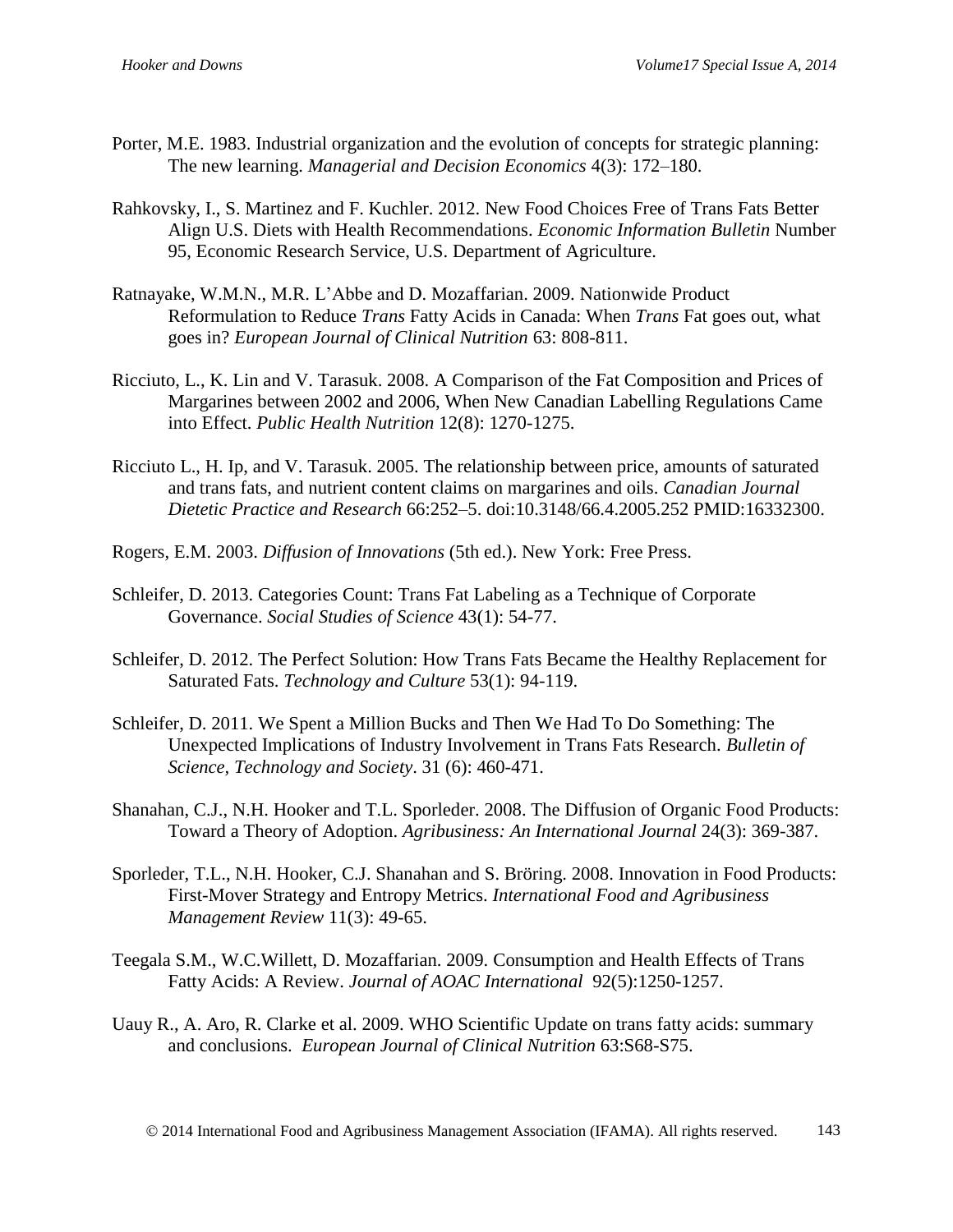Porter, M.E. 1983. Industrial organization and the evolution of concepts for strategic planning: The new learning. *Managerial and Decision Economics* 4(3): 172–180.

Rahkovsky, I., S. Martinez and F. Kuchler. 2012. New Food Choices Free of Trans Fats Better Align U.S. Diets with Health Recommendations. *Economic Information Bulletin* Number 95, Economic Research Service, U.S. Department of Agriculture.

Ratnayake, W.M.N., M.R. L'Abbe and D. Mozaffarian. 2009. Nationwide Product Reformulation to Reduce *Trans* Fatty Acids in Canada: When *Trans* Fat goes out, what goes in? *European Journal of Clinical Nutrition* 63: 808-811.

Ricciuto, L., K. Lin and V. Tarasuk. 2008. A Comparison of the Fat Composition and Prices of Margarines between 2002 and 2006, When New Canadian Labelling Regulations Came into Effect. *Public Health Nutrition* 12(8): 1270-1275.

Ricciuto L., H. Ip, and V. Tarasuk. 2005. The relationship between price, amounts of saturated and trans fats, and nutrient content claims on margarines and oils. *Canadian Journal Dietetic Practice and Research* 66:252–5. doi:10.3148/66.4.2005.252 PMID:16332300.

Rogers, E.M. 2003. *Diffusion of Innovations* (5th ed.). New York: Free Press.

Schleifer, D. 2013. Categories Count: Trans Fat Labeling as a Technique of Corporate Governance. *Social Studies of Science* 43(1): 54-77.

Schleifer, D. 2012. The Perfect Solution: How Trans Fats Became the Healthy Replacement for Saturated Fats. *Technology and Culture* 53(1): 94-119.

Schleifer, D. 2011. We Spent a Million Bucks and Then We Had To Do Something: The Unexpected Implications of Industry Involvement in Trans Fats Research. *Bulletin of Science, Technology and Society*. 31 (6): 460-471.

Shanahan, C.J., N.H. Hooker and T.L. Sporleder. 2008. The Diffusion of Organic Food Products: Toward a Theory of Adoption. *Agribusiness: An International Journal* 24(3): 369-387.

Sporleder, T.L., N.H. Hooker, C.J. Shanahan and S. Bröring. 2008. Innovation in Food Products: First-Mover Strategy and Entropy Metrics. *International Food and Agribusiness Management Review* 11(3): 49-65.

Teegala S.M., W.C.Willett, D. Mozaffarian. 2009. Consumption and Health Effects of Trans Fatty Acids: A Review. *Journal of AOAC International* 92(5):1250-1257.

Uauy R., A. Aro, R. Clarke et al. 2009. WHO Scientific Update on trans fatty acids: summary and conclusions. *European Journal of Clinical Nutrition* 63:S68-S75.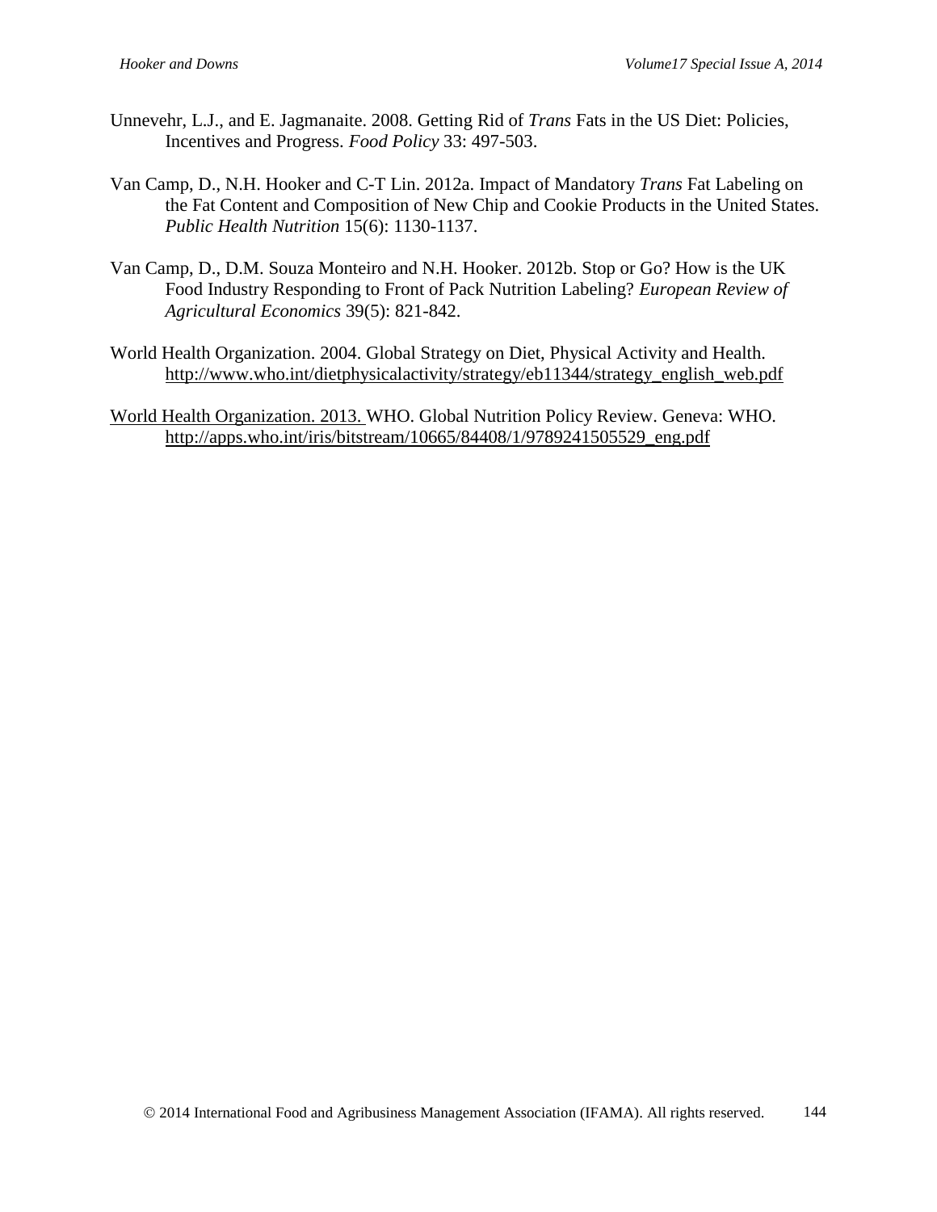Unnevehr, L.J., and E. Jagmanaite. 2008. Getting Rid of *Trans* Fats in the US Diet: Policies, Incentives and Progress. *Food Policy* 33: 497-503.

Van Camp, D., N.H. Hooker and C-T Lin. 2012a. Impact of Mandatory *Trans* Fat Labeling on the Fat Content and Composition of New Chip and Cookie Products in the United States. *Public Health Nutrition* 15(6): 1130-1137.

Van Camp, D., D.M. Souza Monteiro and N.H. Hooker. 2012b. Stop or Go? How is the UK Food Industry Responding to Front of Pack Nutrition Labeling? *European Review of Agricultural Economics* 39(5): 821-842.

World Health Organization. 2004. Global Strategy on Diet, Physical Activity and Health. http://www.who.int/dietphysicalactivity/strategy/eb11344/strategy_english_web.pdf

World Health Organization. 2013. WHO. Global Nutrition Policy Review. Geneva: WHO. http://apps.who.int/iris/bitstream/10665/84408/1/9789241505529_eng.pdf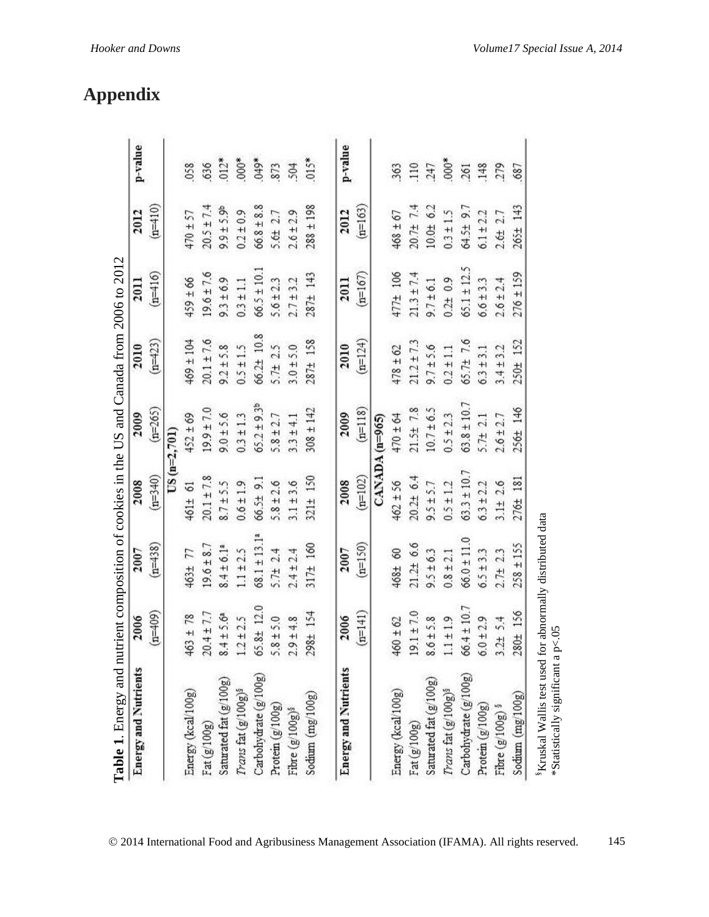# Appendix

**Table 1.** Energy and nutrient composition of cookies in the US and Canada from 2006 to 2012

| Energy and Nutrients | 2006 (n=409) | 2007 (n=438) | 2008 (n=340) | 2009 (n=265) | 2010 (n=423) | 2011 (n=416) | 2012 (n=410) | p-value |
|---|---|---|---|---|---|---|---|---|
| | | | | US (n=2,701) | | | | |
| Energy (kcal/100g) | 463 ± 78 | 463± 77 | 461± 61 | 452 ± 69 | 469 ± 104 | 459 ± 66 | 470 ± 57 | .058 |
| Fat (g/100g) | 20.4 ± 7.7 | 19.6 ± 8.7 | 20.1 ± 7.8 | 19.9 ± 7.0 | 20.1 ± 7.6 | 19.6 ± 7.6 | 20.5 ± 7.4 | .636 |
| Saturated fat (g/100g) | 8.4 ± 5.6[a] | 8.4 ± 6.1[a] | 8.7 ± 5.5 | 9.0 ± 5.6 | 9.2 ± 5.8 | 9.3 ± 6.9 | 9.9 ± 5.9[b] | .012* |
| *Trans* fat (g/100g)[§] | 1.2 ± 2.5 | 1.1 ± 2.5 | 0.6 ± 1.9 | 0.3 ± 1.3 | 0.5 ± 1.5 | 0.3 ± 1.1 | 0.2 ± 0.9 | .000* |
| Carbohydrate (g/100g) | 65.8± 12.0 | 68.1 ± 13.1[a] | 66.5± 9.1 | 65.2 ± 9.3[b] | 66.2± 10.8 | 66.5 ± 10.1 | 66.8 ± 8.8 | .049* |
| Protein (g/100g) | 5.8 ± 5.0 | 5.7± 2.4 | 5.8 ± 2.6 | 5.8 ± 2.7 | 5.7± 2.5 | 5.6 ± 2.3 | 5.6± 2.7 | .873 |
| Fibre (g/100g)[§] | 2.9 ± 4.8 | 2.4 ± 2.4 | 3.1 ± 3.6 | 3.3 ± 4.1 | 3.0 ± 5.0 | 2.7 ± 3.2 | 2.6 ± 2.9 | .504 |
| Sodium (mg/100g) | 298± 154 | 317± 160 | 321± 150 | 308 ± 142 | 287± 158 | 287± 143 | 288 ± 198 | .015* |
| **Energy and Nutrients** | **2006 (n=141)** | **2007 (n=150)** | **2008 (n=102)** | **2009 (n=118)** | **2010 (n=124)** | **2011 (n=167)** | **2012 (n=163)** | **p-value** |
| | | | | CANADA (n=965) | | | | |
| Energy (kcal/100g) | 460 ± 62 | 468± 60 | 462 ± 56 | 470 ± 64 | 478 ± 62 | 477± 106 | 468 ± 67 | .363 |
| Fat (g/100g) | 19.1 ± 7.0 | 21.2± 6.6 | 20.2± 6.4 | 21.5± 7.8 | 21.2 ± 7.3 | 21.3 ± 7.4 | 20.7± 7.4 | .110 |
| Saturated fat (g/100g) | 8.6 ± 5.8 | 9.5 ± 6.3 | 9.5 ± 5.7 | 10.7 ± 6.5 | 9.7 ± 5.6 | 9.7 ± 6.1 | 10.0± 6.2 | .247 |
| *Trans* fat (g/100g)[§] | 1.1 ± 1.9 | 0.8 ± 2.1 | 0.5 ± 1.2 | 0.5 ± 2.3 | 0.2 ± 1.1 | 0.2± 0.9 | 0.3 ± 1.5 | .000* |
| Carbohydrate (g/100g) | 66.4 ± 10.7 | 66.0 ± 11.0 | 63.3 ± 10.7 | 63.8 ± 10.7 | 65.7± 7.6 | 65.1 ± 12.5 | 64.5± 9.7 | .261 |
| Protein (g/100g) | 6.0 ± 2.9 | 6.5 ± 3.3 | 6.3 ± 2.2 | 5.7± 2.1 | 6.3 ± 3.1 | 6.6 ± 3.3 | 6.1 ± 2.2 | .148 |
| Fibre (g/100g)[§] | 3.2± 5.4 | 2.7± 2.3 | 3.1± 2.6 | 2.6 ± 2.7 | 3.4 ± 3.2 | 2.6 ± 2.4 | 2.6± 2.7 | .279 |
| Sodium (mg/100g) | 280± 156 | 258 ± 155 | 276± 181 | 256± 146 | 250± 152 | 276 ± 159 | 265± 143 | .687 |

[§]Kruskal Wallis test used for abnormally distributed data
*Statistically significant a p<.05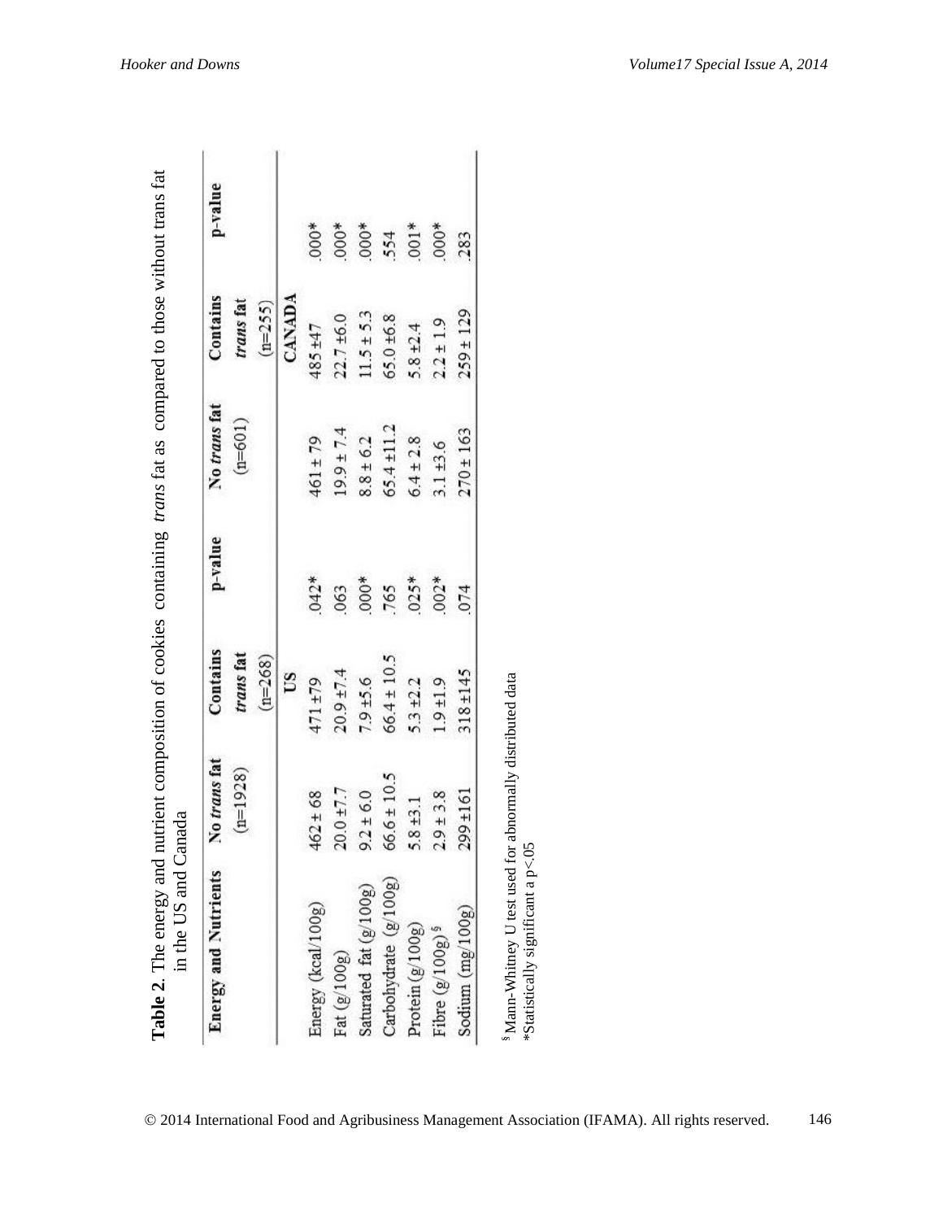**Table 2.** The energy and nutrient composition of cookies containing *trans* fat as compared to those without trans fat in the US and Canada

| Energy and Nutrients | No *trans* fat (n=1928) | Contains *trans* fat (n=268) | p-value | No *trans* fat (n=601) | Contains *trans* fat (n=255) | p-value |
|---|---|---|---|---|---|---|
| | | US | | | CANADA | |
| Energy (kcal/100g) | 462 ± 68 | 471 ±79 | .042* | 461 ± 79 | 485 ±47 | .000* |
| Fat (g/100g) | 20.0 ±7.7 | 20.9 ±7.4 | .063 | 19.9 ± 7.4 | 22.7 ±6.0 | .000* |
| Saturated fat (g/100g) | 9.2 ± 6.0 | 7.9 ±5.6 | .000* | 8.8 ± 6.2 | 11.5 ± 5.3 | .000* |
| Carbohydrate (g/100g) | 66.6 ± 10.5 | 66.4 ± 10.5 | .765 | 65.4 ±11.2 | 65.0 ±6.8 | .554 |
| Protein (g/100g) | 5.8 ±3.1 | 5.3 ±2.2 | .025* | 6.4 ± 2.8 | 5.8 ±2.4 | .001* |
| Fibre (g/100g) [§] | 2.9 ± 3.8 | 1.9 ±1.9 | .002* | 3.1 ±3.6 | 2.2 ± 1.9 | .000* |
| Sodium (mg/100g) | 299 ±161 | 318 ±145 | .074 | 270 ± 163 | 259 ± 129 | .283 |

[§] Mann-Whitney U test used for abnormally distributed data
*Statistically significant a p<.05